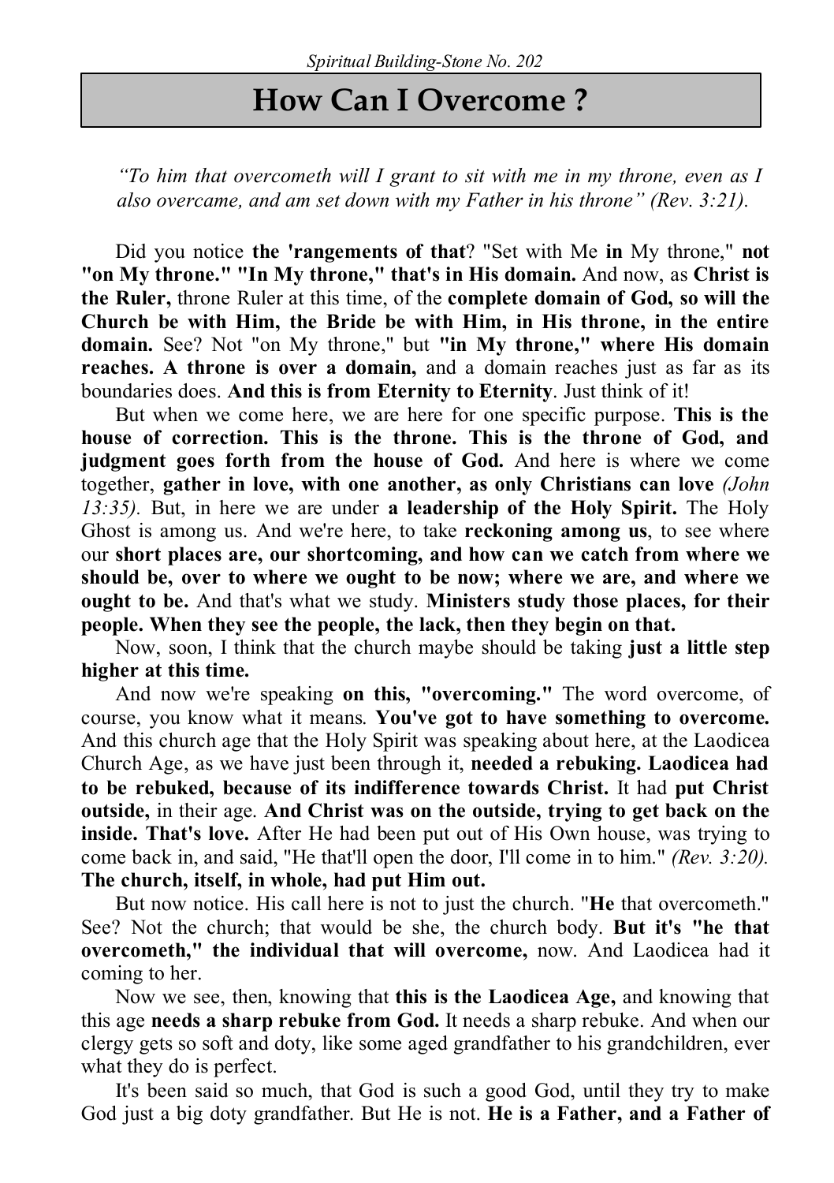*Spiritual Building-Stone No. 202*

# How Can I Overcome ?

*"To him that overcometh will I grant to sit with me in my throne, even as I also overcame, and am set down with my Father in his throne" (Rev. 3:21).*

Did you notice **the 'rangements of that**? "Set with Me **in** My throne," **not "on My throne." "In My throne," that's in His domain.** And now, as **Christ is the Ruler,** throne Ruler at this time, of the **complete domain of God, so will the Church be with Him, the Bride be with Him, in His throne, in the entire domain.** See? Not "on My throne," but **"in My throne," where His domain reaches. A throne is over a domain,** and a domain reaches just as far as its boundaries does. **And this is from Eternity to Eternity**. Just think of it!

But when we come here, we are here for one specific purpose. **This is the house of correction. This is the throne. This is the throne of God, and judgment goes forth from the house of God.** And here is where we come together, **gather in love, with one another, as only Christians can love** *(John 13:35).* But, in here we are under **a leadership of the Holy Spirit.** The Holy Ghost is among us. And we're here, to take **reckoning among us**, to see where our **short places are, our shortcoming, and how can we catch from where we should be, over to where we ought to be now; where we are, and where we ought to be.** And that's what we study. **Ministers study those places, for their people. When they see the people, the lack, then they begin on that.**

Now, soon, I think that the church maybe should be taking **just a little step higher at this time.**

And now we're speaking **on this, "overcoming."** The word overcome, of course, you know what it means. **You've got to have something to overcome.** And this church age that the Holy Spirit was speaking about here, at the Laodicea Church Age, as we have just been through it, **needed a rebuking. Laodicea had to be rebuked, because of its indifference towards Christ.** It had **put Christ outside,** in their age. **And Christ was on the outside, trying to get back on the inside. That's love.** After He had been put out of His Own house, was trying to come back in, and said, "He that'll open the door, I'll come in to him." *(Rev. 3:20).* **The church, itself, in whole, had put Him out.**

But now notice. His call here is not to just the church. "**He** that overcometh." See? Not the church; that would be she, the church body. **But it's "he that overcometh," the individual that will overcome,** now. And Laodicea had it coming to her.

Now we see, then, knowing that **this is the Laodicea Age,** and knowing that this age **needs a sharp rebuke from God.** It needs a sharp rebuke. And when our clergy gets so soft and doty, like some aged grandfather to his grandchildren, ever what they do is perfect.

It's been said so much, that God is such a good God, until they try to make God just a big doty grandfather. But He is not. **He is a Father, and a Father of**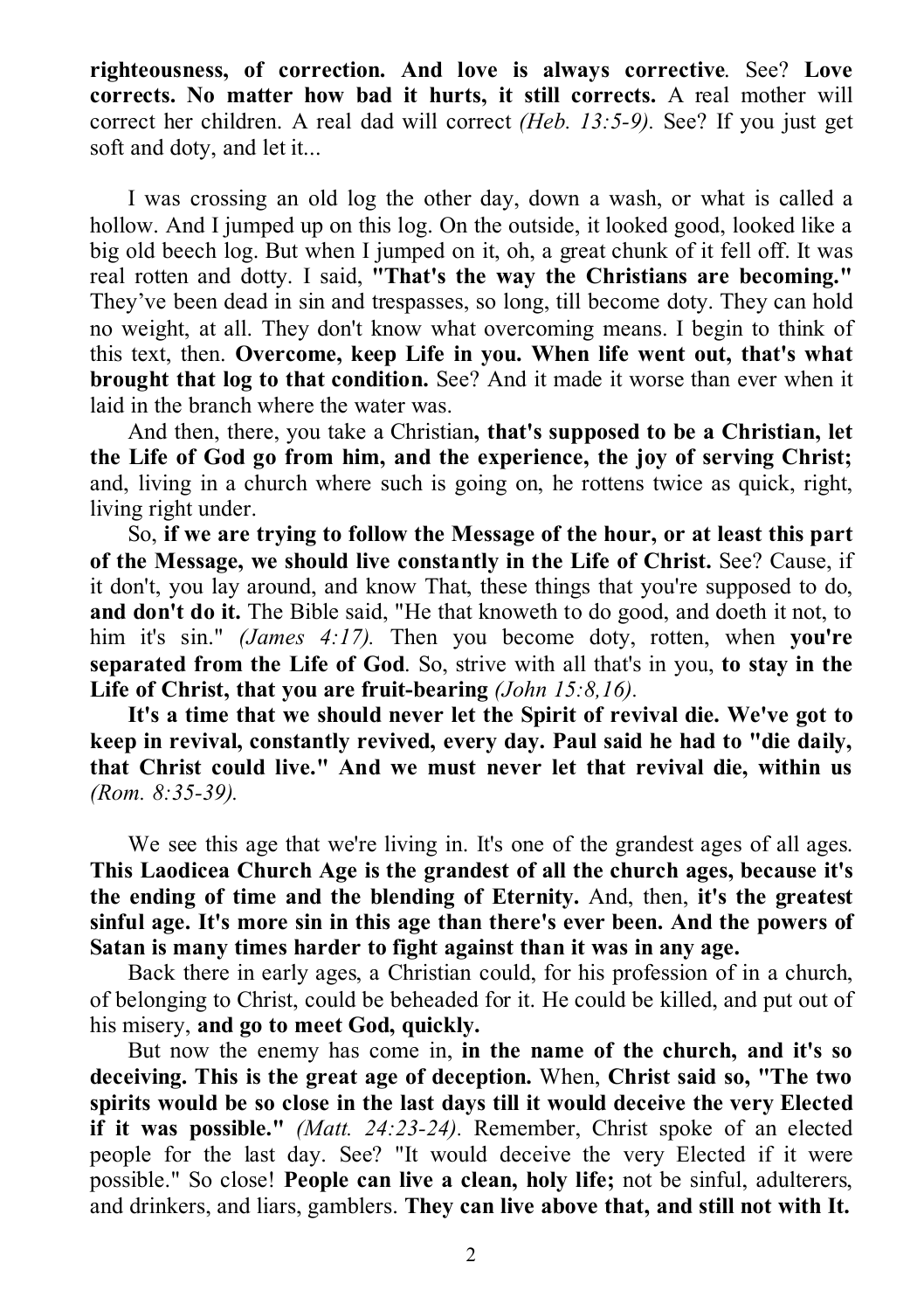**righteousness, of correction. And love is always corrective**. See? **Love corrects. No matter how bad it hurts, it still corrects.** A real mother will correct her children. A real dad will correct *(Heb. 13:5-9)*. See? If you just get soft and doty, and let it...

I was crossing an old log the other day, down a wash, or what is called a hollow. And I jumped up on this log. On the outside, it looked good, looked like a big old beech log. But when I jumped on it, oh, a great chunk of it fell off. It was real rotten and dotty. I said, **"That's the way the Christians are becoming."** They've been dead in sin and trespasses, so long, till become doty. They can hold no weight, at all. They don't know what overcoming means. I begin to think of this text, then. **Overcome, keep Life in you. When life went out, that's what brought that log to that condition.** See? And it made it worse than ever when it laid in the branch where the water was.

And then, there, you take a Christian**, that's supposed to be a Christian, let the Life of God go from him, and the experience, the joy of serving Christ;** and, living in a church where such is going on, he rottens twice as quick, right, living right under.

So, **if we are trying to follow the Message of the hour, or at least this part of the Message, we should live constantly in the Life of Christ.** See? Cause, if it don't, you lay around, and know That, these things that you're supposed to do, **and don't do it.** The Bible said, "He that knoweth to do good, and doeth it not, to him it's sin." *(James 4:17).* Then you become doty, rotten, when **you're separated from the Life of God**. So, strive with all that's in you, **to stay in the Life of Christ, that you are fruit-bearing** *(John 15:8,16)*.

**It's a time that we should never let the Spirit of revival die. We've got to keep in revival, constantly revived, every day. Paul said he had to "die daily, that Christ could live." And we must never let that revival die, within us** *(Rom. 8:35-39).*

We see this age that we're living in. It's one of the grandest ages of all ages. **This Laodicea Church Age is the grandest of all the church ages, because it's the ending of time and the blending of Eternity.** And, then, **it's the greatest sinful age. It's more sin in this age than there's ever been. And the powers of Satan is many times harder to fight against than it was in any age.**

Back there in early ages, a Christian could, for his profession of in a church, of belonging to Christ, could be beheaded for it. He could be killed, and put out of his misery, **and go to meet God, quickly.**

But now the enemy has come in, **in the name of the church, and it's so deceiving. This is the great age of deception.** When, **Christ said so, "The two spirits would be so close in the last days till it would deceive the very Elected if it was possible."** *(Matt. 24:23-24)*. Remember, Christ spoke of an elected people for the last day. See? "It would deceive the very Elected if it were possible." So close! **People can live a clean, holy life;** not be sinful, adulterers, and drinkers, and liars, gamblers. **They can live above that, and still not with It.**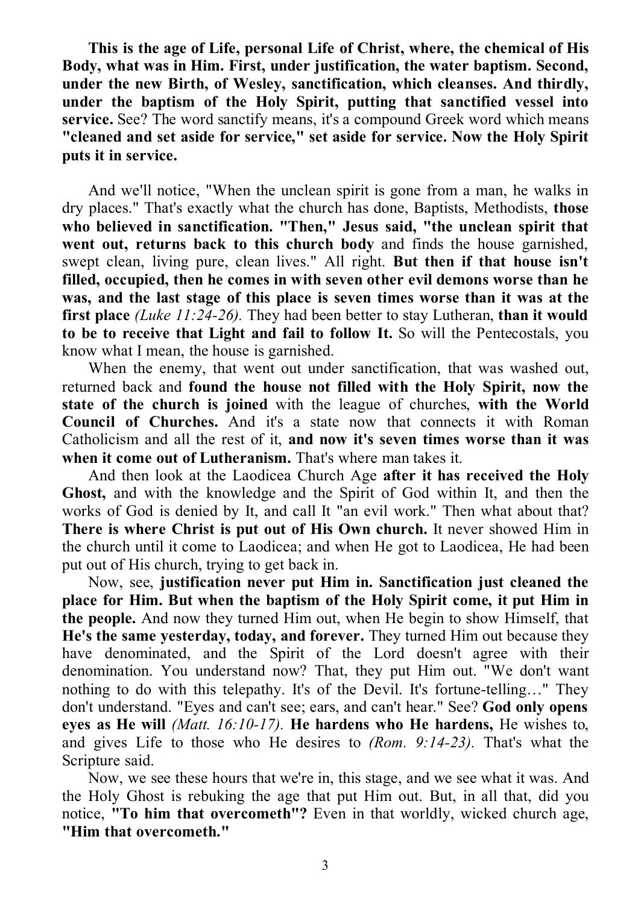**This is the age of Life, personal Life of Christ, where, the chemical of His Body, what was in Him. First, under justification, the water baptism. Second, under the new Birth, of Wesley, sanctification, which cleanses. And thirdly, under the baptism of the Holy Spirit, putting that sanctified vessel into service.** See? The word sanctify means, it's a compound Greek word which means **"cleaned and set aside for service," set aside for service. Now the Holy Spirit puts it in service.**

And we'll notice, "When the unclean spirit is gone from a man, he walks in dry places." That's exactly what the church has done, Baptists, Methodists, **those who believed in sanctification. "Then," Jesus said, "the unclean spirit that went out, returns back to this church body** and finds the house garnished, swept clean, living pure, clean lives." All right. **But then if that house isn't filled, occupied, then he comes in with seven other evil demons worse than he was, and the last stage of this place is seven times worse than it was at the first place** *(Luke 11:24-26).* They had been better to stay Lutheran, **than it would to be to receive that Light and fail to follow It.** So will the Pentecostals, you know what I mean, the house is garnished.

When the enemy, that went out under sanctification, that was washed out, returned back and **found the house not filled with the Holy Spirit, now the state of the church is joined** with the league of churches, **with the World Council of Churches.** And it's a state now that connects it with Roman Catholicism and all the rest of it, **and now it's seven times worse than it was when it come out of Lutheranism.** That's where man takes it.

And then look at the Laodicea Church Age **after it has received the Holy Ghost,** and with the knowledge and the Spirit of God within It, and then the works of God is denied by It, and call It "an evil work." Then what about that? **There is where Christ is put out of His Own church.** It never showed Him in the church until it come to Laodicea; and when He got to Laodicea, He had been put out of His church, trying to get back in.

Now, see, **justification never put Him in. Sanctification just cleaned the place for Him. But when the baptism of the Holy Spirit come, it put Him in the people.** And now they turned Him out, when He begin to show Himself, that **He's the same yesterday, today, and forever.** They turned Him out because they have denominated, and the Spirit of the Lord doesn't agree with their denomination. You understand now? That, they put Him out. "We don't want nothing to do with this telepathy. It's of the Devil. It's fortune-telling…" They don't understand. "Eyes and can't see; ears, and can't hear." See? **God only opens eyes as He will** *(Matt. 16:10-17).* **He hardens who He hardens,** He wishes to, and gives Life to those who He desires to *(Rom. 9:14-23).* That's what the Scripture said.

Now, we see these hours that we're in, this stage, and we see what it was. And the Holy Ghost is rebuking the age that put Him out. But, in all that, did you notice, **"To him that overcometh"?** Even in that worldly, wicked church age, **"Him that overcometh."**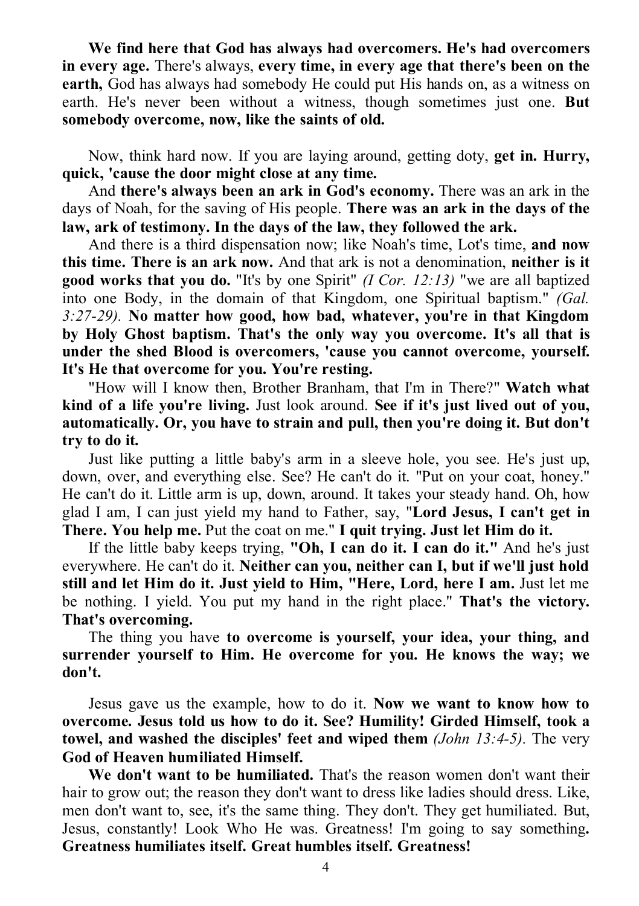**We find here that God has always had overcomers. He's had overcomers in every age.** There's always, **every time, in every age that there's been on the earth,** God has always had somebody He could put His hands on, as a witness on earth. He's never been without a witness, though sometimes just one. **But somebody overcome, now, like the saints of old.**

Now, think hard now. If you are laying around, getting doty, **get in. Hurry, quick, 'cause the door might close at any time.**

And **there's always been an ark in God's economy.** There was an ark in the days of Noah, for the saving of His people. **There was an ark in the days of the law, ark of testimony. In the days of the law, they followed the ark.**

And there is a third dispensation now; like Noah's time, Lot's time, **and now this time. There is an ark now.** And that ark is not a denomination, **neither is it good works that you do.** "It's by one Spirit" *(I Cor. 12:13)* "we are all baptized into one Body, in the domain of that Kingdom, one Spiritual baptism." *(Gal. 3:27-29).* **No matter how good, how bad, whatever, you're in that Kingdom by Holy Ghost baptism. That's the only way you overcome. It's all that is under the shed Blood is overcomers, 'cause you cannot overcome, yourself. It's He that overcome for you. You're resting.**

"How will I know then, Brother Branham, that I'm in There?" **Watch what kind of a life you're living.** Just look around. **See if it's just lived out of you, automatically. Or, you have to strain and pull, then you're doing it. But don't try to do it.**

Just like putting a little baby's arm in a sleeve hole, you see. He's just up, down, over, and everything else. See? He can't do it. "Put on your coat, honey." He can't do it. Little arm is up, down, around. It takes your steady hand. Oh, how glad I am, I can just yield my hand to Father, say, "**Lord Jesus, I can't get in There. You help me.** Put the coat on me." **I quit trying. Just let Him do it.**

If the little baby keeps trying, **"Oh, I can do it. I can do it."** And he's just everywhere. He can't do it. **Neither can you, neither can I, but if we'll just hold still and let Him do it. Just yield to Him, "Here, Lord, here I am.** Just let me be nothing. I yield. You put my hand in the right place." **That's the victory. That's overcoming.**

The thing you have **to overcome is yourself, your idea, your thing, and surrender yourself to Him. He overcome for you. He knows the way; we don't.**

Jesus gave us the example, how to do it. **Now we want to know how to overcome. Jesus told us how to do it. See? Humility! Girded Himself, took a towel, and washed the disciples' feet and wiped them** *(John 13:4-5)*. The very **God of Heaven humiliated Himself.**

**We don't want to be humiliated.** That's the reason women don't want their hair to grow out; the reason they don't want to dress like ladies should dress. Like, men don't want to, see, it's the same thing. They don't. They get humiliated. But, Jesus, constantly! Look Who He was. Greatness! I'm going to say something**.** **Greatness humiliates itself. Great humbles itself. Greatness!**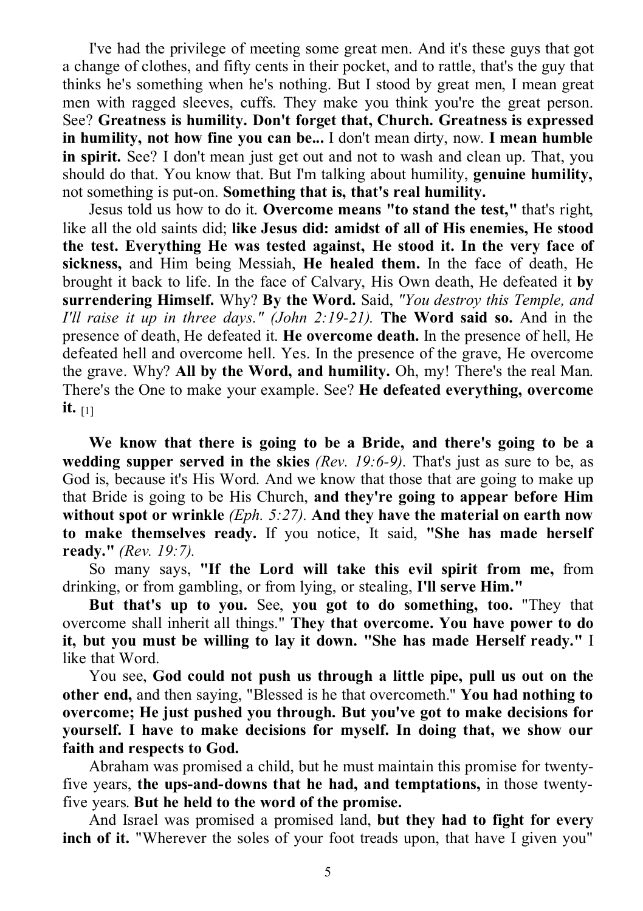I've had the privilege of meeting some great men. And it's these guys that got a change of clothes, and fifty cents in their pocket, and to rattle, that's the guy that thinks he's something when he's nothing. But I stood by great men, I mean great men with ragged sleeves, cuffs. They make you think you're the great person. See? **Greatness is humility. Don't forget that, Church. Greatness is expressed in humility, not how fine you can be...** I don't mean dirty, now. **I mean humble in spirit.** See? I don't mean just get out and not to wash and clean up. That, you should do that. You know that. But I'm talking about humility, **genuine humility,** not something is put-on. **Something that is, that's real humility.**

Jesus told us how to do it. **Overcome means "to stand the test,"** that's right, like all the old saints did; **like Jesus did: amidst of all of His enemies, He stood the test. Everything He was tested against, He stood it. In the very face of sickness,** and Him being Messiah, **He healed them.** In the face of death, He brought it back to life. In the face of Calvary, His Own death, He defeated it **by surrendering Himself.** Why? **By the Word.** Said, *"You destroy this Temple, and I'll raise it up in three days." (John 2:19-21).* **The Word said so.** And in the presence of death, He defeated it. **He overcome death.** In the presence of hell, He defeated hell and overcome hell. Yes. In the presence of the grave, He overcome the grave. Why? **All by the Word, and humility.** Oh, my! There's the real Man. There's the One to make your example. See? **He defeated everything, overcome it.** [1]

**We know that there is going to be a Bride, and there's going to be a wedding supper served in the skies** *(Rev. 19:6-9).* That's just as sure to be, as God is, because it's His Word. And we know that those that are going to make up that Bride is going to be His Church, **and they're going to appear before Him without spot or wrinkle** *(Eph. 5:27).* **And they have the material on earth now to make themselves ready.** If you notice, It said, **"She has made herself ready."** *(Rev. 19:7).*

So many says, **"If the Lord will take this evil spirit from me,** from drinking, or from gambling, or from lying, or stealing, **I'll serve Him."**

**But that's up to you.** See, **you got to do something, too.** "They that overcome shall inherit all things." **They that overcome. You have power to do it, but you must be willing to lay it down. "She has made Herself ready."** I like that Word.

You see, **God could not push us through a little pipe, pull us out on the other end,** and then saying, "Blessed is he that overcometh." **You had nothing to overcome; He just pushed you through. But you've got to make decisions for yourself. I have to make decisions for myself. In doing that, we show our faith and respects to God.**

Abraham was promised a child, but he must maintain this promise for twenty-five years, **the ups-and-downs that he had, and temptations,** in those twenty-five years. **But he held to the word of the promise.**

And Israel was promised a promised land, **but they had to fight for every inch of it.** "Wherever the soles of your foot treads upon, that have I given you"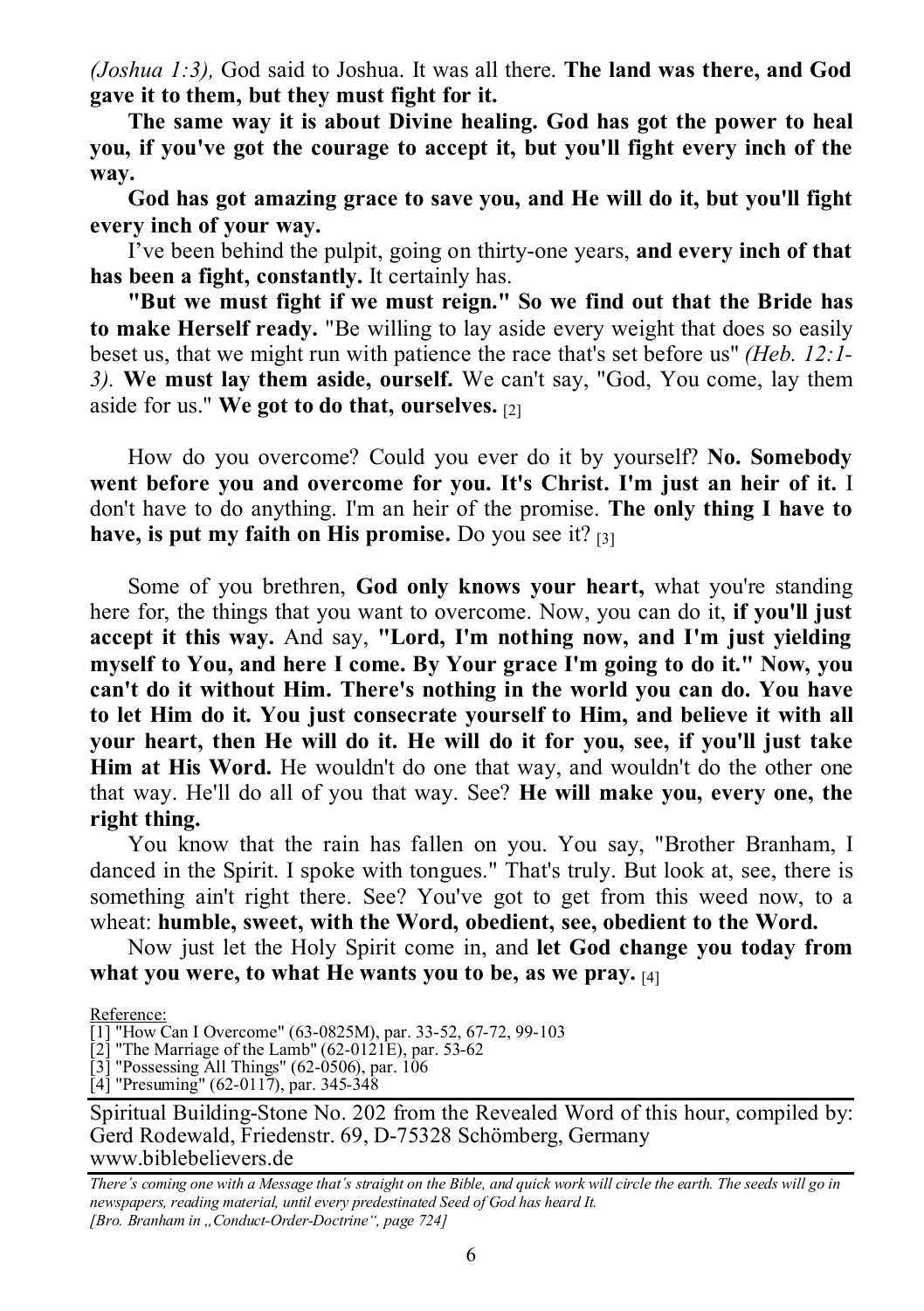*(Joshua 1:3),* God said to Joshua. It was all there. **The land was there, and God gave it to them, but they must fight for it.**

**The same way it is about Divine healing. God has got the power to heal you, if you've got the courage to accept it, but you'll fight every inch of the way.**

**God has got amazing grace to save you, and He will do it, but you'll fight every inch of your way.**

I've been behind the pulpit, going on thirty-one years, **and every inch of that has been a fight, constantly.** It certainly has.

**"But we must fight if we must reign." So we find out that the Bride has to make Herself ready.** "Be willing to lay aside every weight that does so easily beset us, that we might run with patience the race that's set before us" *(Heb. 12:1-3).* **We must lay them aside, ourself.** We can't say, "God, You come, lay them aside for us." **We got to do that, ourselves.** [2]

How do you overcome? Could you ever do it by yourself? **No. Somebody went before you and overcome for you. It's Christ. I'm just an heir of it.** I don't have to do anything. I'm an heir of the promise. **The only thing I have to have, is put my faith on His promise.** Do you see it? [3]

Some of you brethren, **God only knows your heart,** what you're standing here for, the things that you want to overcome. Now, you can do it, **if you'll just accept it this way.** And say, **"Lord, I'm nothing now, and I'm just yielding myself to You, and here I come. By Your grace I'm going to do it." Now, you can't do it without Him. There's nothing in the world you can do. You have to let Him do it. You just consecrate yourself to Him, and believe it with all your heart, then He will do it. He will do it for you, see, if you'll just take Him at His Word.** He wouldn't do one that way, and wouldn't do the other one that way. He'll do all of you that way. See? **He will make you, every one, the right thing.**

You know that the rain has fallen on you. You say, "Brother Branham, I danced in the Spirit. I spoke with tongues." That's truly. But look at, see, there is something ain't right there. See? You've got to get from this weed now, to a wheat: **humble, sweet, with the Word, obedient, see, obedient to the Word.**

Now just let the Holy Spirit come in, and **let God change you today from what you were, to what He wants you to be, as we pray.** [4]

Reference:
[1] "How Can I Overcome" (63-0825M), par. 33-52, 67-72, 99-103
[2] "The Marriage of the Lamb" (62-0121E), par. 53-62
[3] "Possessing All Things" (62-0506), par. 106
[4] "Presuming" (62-0117), par. 345-348

Spiritual Building-Stone No. 202 from the Revealed Word of this hour, compiled by: Gerd Rodewald, Friedenstr. 69, D-75328 Schömberg, Germany
www.biblebelievers.de

*There´s coming one with a Message that´s straight on the Bible, and quick work will circle the earth. The seeds will go in newspapers, reading material, until every predestinated Seed of God has heard It.*
*[Bro. Branham in „Conduct-Order-Doctrine", page 724]*